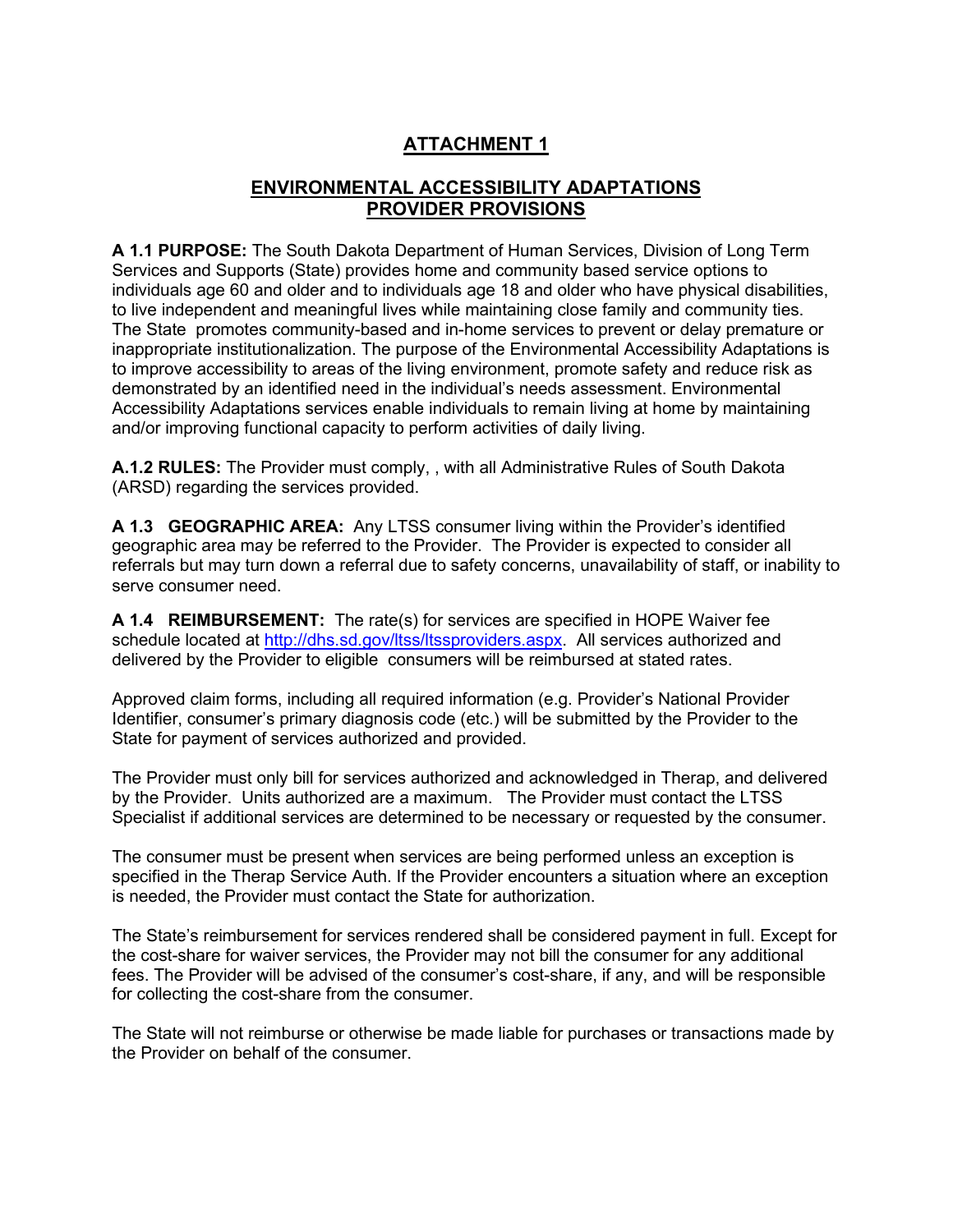# ATTACHMENT 1

## ENVIRONMENTAL ACCESSIBILITY ADAPTATIONS PROVIDER PROVISIONS

**A 1.1 PURPOSE:** The South Dakota Department of Human Services, Division of Long Term Services and Supports (State) provides home and community based service options to individuals age 60 and older and to individuals age 18 and older who have physical disabilities, to live independent and meaningful lives while maintaining close family and community ties. The State promotes community-based and in-home services to prevent or delay premature or inappropriate institutionalization. The purpose of the Environmental Accessibility Adaptations is to improve accessibility to areas of the living environment, promote safety and reduce risk as demonstrated by an identified need in the individual's needs assessment. Environmental Accessibility Adaptations services enable individuals to remain living at home by maintaining and/or improving functional capacity to perform activities of daily living.

**A.1.2 RULES:** The Provider must comply, , with all Administrative Rules of South Dakota (ARSD) regarding the services provided.

**A 1.3 GEOGRAPHIC AREA:** Any LTSS consumer living within the Provider's identified geographic area may be referred to the Provider. The Provider is expected to consider all referrals but may turn down a referral due to safety concerns, unavailability of staff, or inability to serve consumer need.

**A 1.4 REIMBURSEMENT:** The rate(s) for services are specified in HOPE Waiver fee schedule located at http://dhs.sd.gov/ltss/ltssproviders.aspx. All services authorized and delivered by the Provider to eligible consumers will be reimbursed at stated rates.

Approved claim forms, including all required information (e.g. Provider's National Provider Identifier, consumer's primary diagnosis code (etc.) will be submitted by the Provider to the State for payment of services authorized and provided.

The Provider must only bill for services authorized and acknowledged in Therap, and delivered by the Provider. Units authorized are a maximum. The Provider must contact the LTSS Specialist if additional services are determined to be necessary or requested by the consumer.

The consumer must be present when services are being performed unless an exception is specified in the Therap Service Auth. If the Provider encounters a situation where an exception is needed, the Provider must contact the State for authorization.

The State's reimbursement for services rendered shall be considered payment in full. Except for the cost-share for waiver services, the Provider may not bill the consumer for any additional fees. The Provider will be advised of the consumer's cost-share, if any, and will be responsible for collecting the cost-share from the consumer.

The State will not reimburse or otherwise be made liable for purchases or transactions made by the Provider on behalf of the consumer.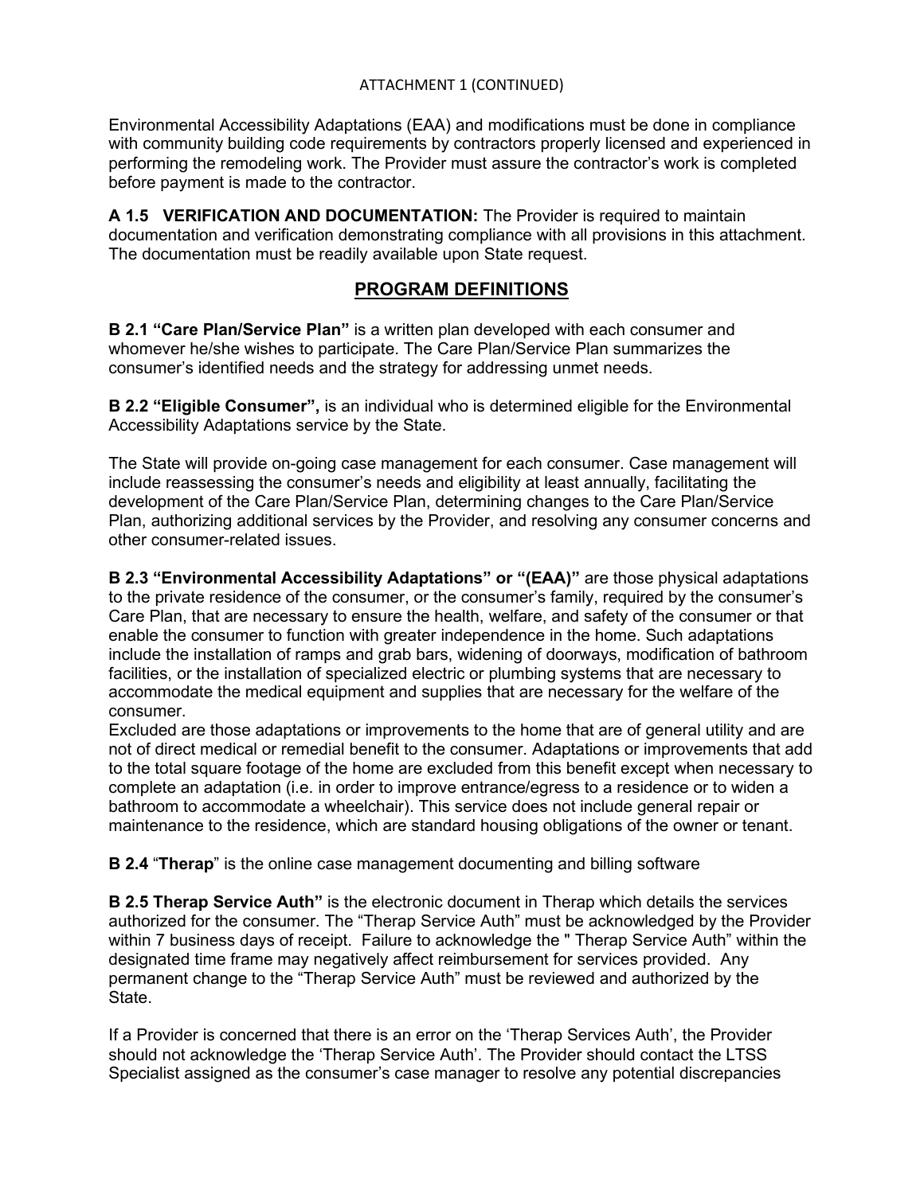ATTACHMENT 1 (CONTINUED)

Environmental Accessibility Adaptations (EAA) and modifications must be done in compliance with community building code requirements by contractors properly licensed and experienced in performing the remodeling work. The Provider must assure the contractor's work is completed before payment is made to the contractor.

**A 1.5 VERIFICATION AND DOCUMENTATION:** The Provider is required to maintain documentation and verification demonstrating compliance with all provisions in this attachment. The documentation must be readily available upon State request.

## PROGRAM DEFINITIONS

**B 2.1 "Care Plan/Service Plan"** is a written plan developed with each consumer and whomever he/she wishes to participate. The Care Plan/Service Plan summarizes the consumer's identified needs and the strategy for addressing unmet needs.

**B 2.2 "Eligible Consumer",** is an individual who is determined eligible for the Environmental Accessibility Adaptations service by the State.

The State will provide on-going case management for each consumer. Case management will include reassessing the consumer's needs and eligibility at least annually, facilitating the development of the Care Plan/Service Plan, determining changes to the Care Plan/Service Plan, authorizing additional services by the Provider, and resolving any consumer concerns and other consumer-related issues.

**B 2.3 "Environmental Accessibility Adaptations" or "(EAA)"** are those physical adaptations to the private residence of the consumer, or the consumer's family, required by the consumer's Care Plan, that are necessary to ensure the health, welfare, and safety of the consumer or that enable the consumer to function with greater independence in the home. Such adaptations include the installation of ramps and grab bars, widening of doorways, modification of bathroom facilities, or the installation of specialized electric or plumbing systems that are necessary to accommodate the medical equipment and supplies that are necessary for the welfare of the consumer.
Excluded are those adaptations or improvements to the home that are of general utility and are not of direct medical or remedial benefit to the consumer. Adaptations or improvements that add to the total square footage of the home are excluded from this benefit except when necessary to complete an adaptation (i.e. in order to improve entrance/egress to a residence or to widen a bathroom to accommodate a wheelchair). This service does not include general repair or maintenance to the residence, which are standard housing obligations of the owner or tenant.

**B 2.4** "**Therap**" is the online case management documenting and billing software

**B 2.5 Therap Service Auth"** is the electronic document in Therap which details the services authorized for the consumer. The "Therap Service Auth" must be acknowledged by the Provider within 7 business days of receipt. Failure to acknowledge the " Therap Service Auth" within the designated time frame may negatively affect reimbursement for services provided. Any permanent change to the "Therap Service Auth" must be reviewed and authorized by the State.

If a Provider is concerned that there is an error on the 'Therap Services Auth', the Provider should not acknowledge the 'Therap Service Auth'. The Provider should contact the LTSS Specialist assigned as the consumer's case manager to resolve any potential discrepancies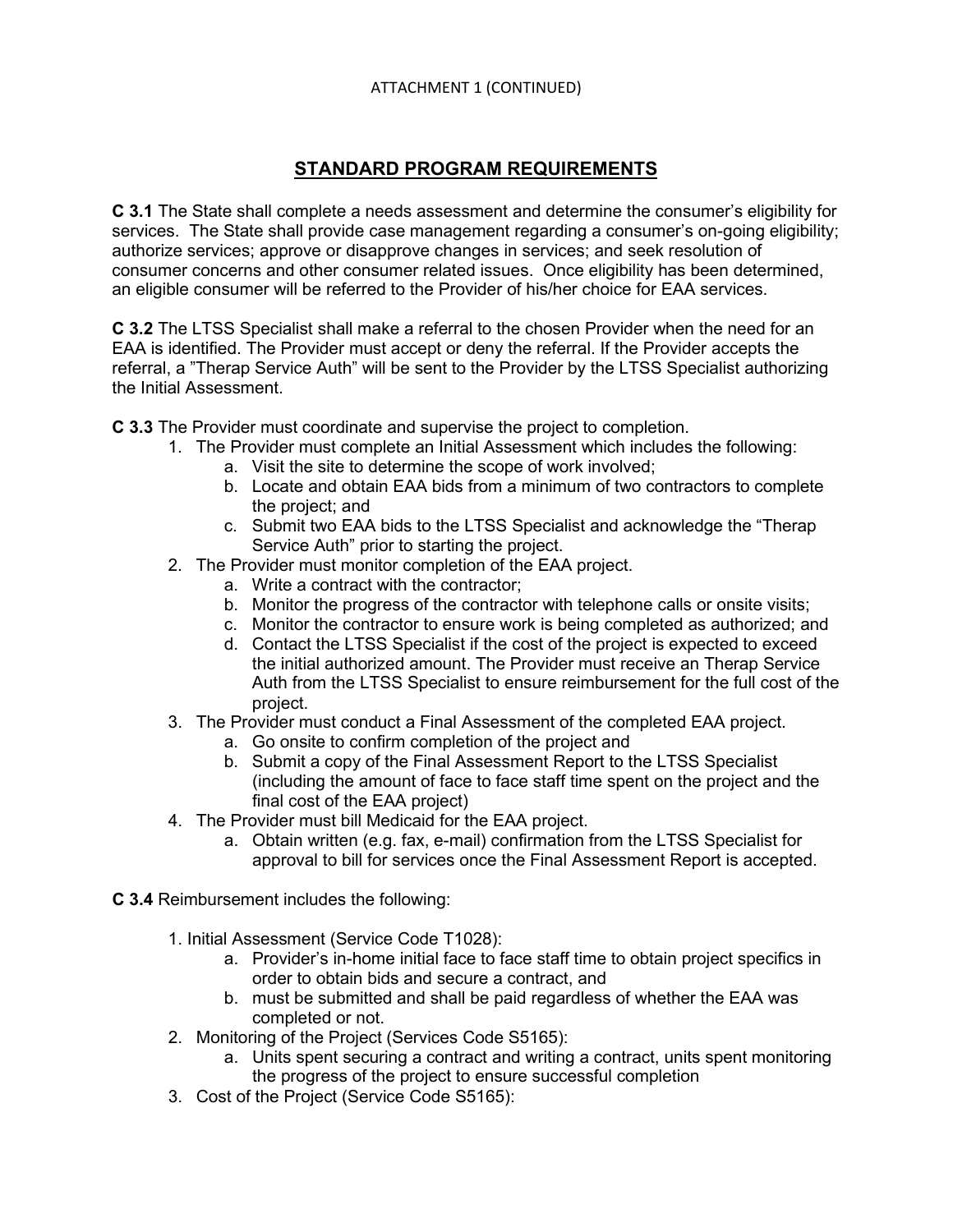ATTACHMENT 1 (CONTINUED)

## STANDARD PROGRAM REQUIREMENTS

**C 3.1** The State shall complete a needs assessment and determine the consumer's eligibility for services. The State shall provide case management regarding a consumer's on-going eligibility; authorize services; approve or disapprove changes in services; and seek resolution of consumer concerns and other consumer related issues. Once eligibility has been determined, an eligible consumer will be referred to the Provider of his/her choice for EAA services.

**C 3.2** The LTSS Specialist shall make a referral to the chosen Provider when the need for an EAA is identified. The Provider must accept or deny the referral. If the Provider accepts the referral, a "Therap Service Auth" will be sent to the Provider by the LTSS Specialist authorizing the Initial Assessment.

**C 3.3** The Provider must coordinate and supervise the project to completion.

1. The Provider must complete an Initial Assessment which includes the following:
    a. Visit the site to determine the scope of work involved;
    b. Locate and obtain EAA bids from a minimum of two contractors to complete the project; and
    c. Submit two EAA bids to the LTSS Specialist and acknowledge the "Therap Service Auth" prior to starting the project.
2. The Provider must monitor completion of the EAA project.
    a. Write a contract with the contractor;
    b. Monitor the progress of the contractor with telephone calls or onsite visits;
    c. Monitor the contractor to ensure work is being completed as authorized; and
    d. Contact the LTSS Specialist if the cost of the project is expected to exceed the initial authorized amount. The Provider must receive an Therap Service Auth from the LTSS Specialist to ensure reimbursement for the full cost of the project.
3. The Provider must conduct a Final Assessment of the completed EAA project.
    a. Go onsite to confirm completion of the project and
    b. Submit a copy of the Final Assessment Report to the LTSS Specialist (including the amount of face to face staff time spent on the project and the final cost of the EAA project)
4. The Provider must bill Medicaid for the EAA project.
    a. Obtain written (e.g. fax, e-mail) confirmation from the LTSS Specialist for approval to bill for services once the Final Assessment Report is accepted.

**C 3.4** Reimbursement includes the following:

1. Initial Assessment (Service Code T1028):
    a. Provider's in-home initial face to face staff time to obtain project specifics in order to obtain bids and secure a contract, and
    b. must be submitted and shall be paid regardless of whether the EAA was completed or not.
2. Monitoring of the Project (Services Code S5165):
    a. Units spent securing a contract and writing a contract, units spent monitoring the progress of the project to ensure successful completion
3. Cost of the Project (Service Code S5165):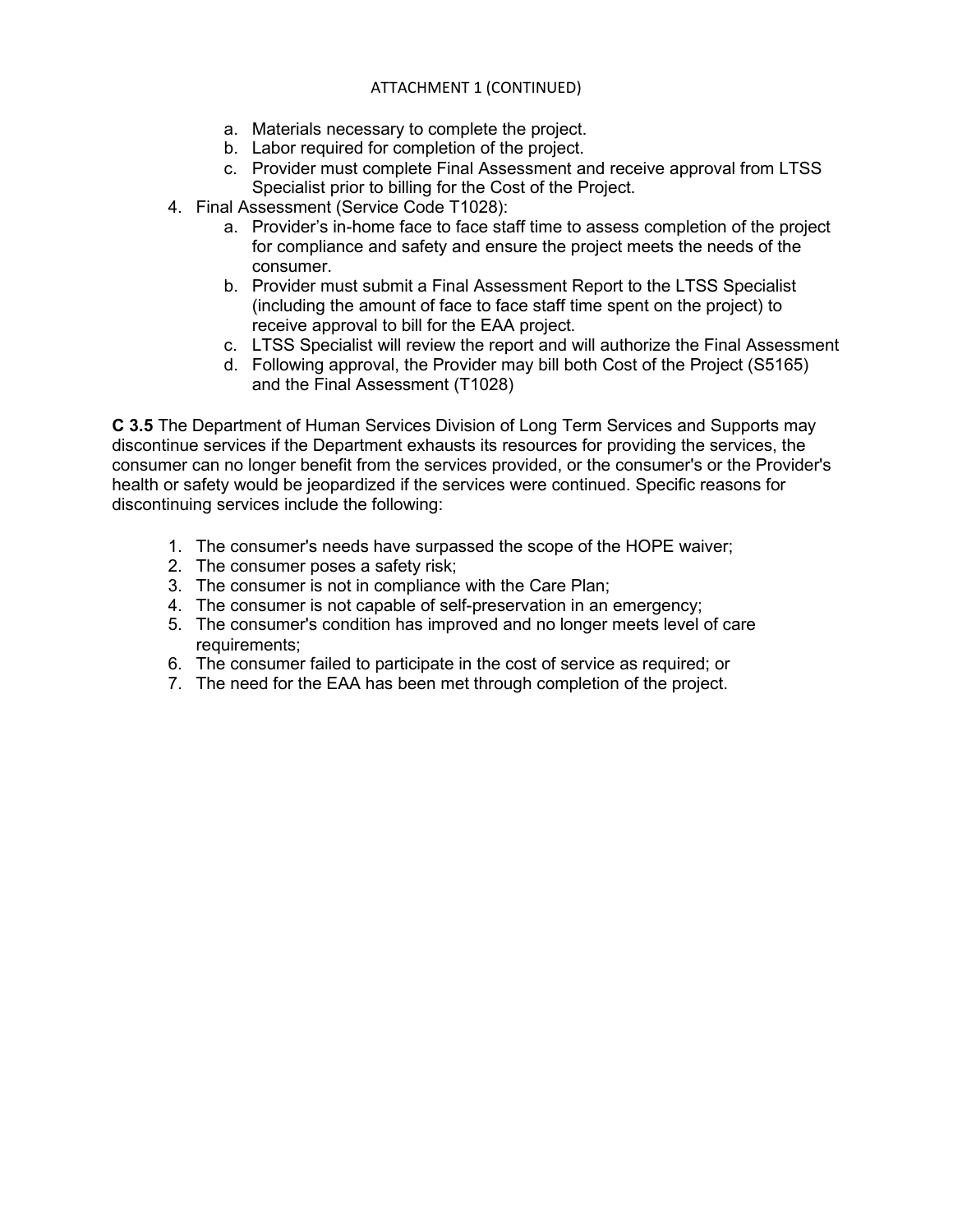ATTACHMENT 1 (CONTINUED)

   a. Materials necessary to complete the project.
   b. Labor required for completion of the project.
   c. Provider must complete Final Assessment and receive approval from LTSS Specialist prior to billing for the Cost of the Project.

4. Final Assessment (Service Code T1028):
   a. Provider's in-home face to face staff time to assess completion of the project for compliance and safety and ensure the project meets the needs of the consumer.
   b. Provider must submit a Final Assessment Report to the LTSS Specialist (including the amount of face to face staff time spent on the project) to receive approval to bill for the EAA project.
   c. LTSS Specialist will review the report and will authorize the Final Assessment
   d. Following approval, the Provider may bill both Cost of the Project (S5165) and the Final Assessment (T1028)

**C 3.5** The Department of Human Services Division of Long Term Services and Supports may discontinue services if the Department exhausts its resources for providing the services, the consumer can no longer benefit from the services provided, or the consumer's or the Provider's health or safety would be jeopardized if the services were continued. Specific reasons for discontinuing services include the following:

1. The consumer's needs have surpassed the scope of the HOPE waiver;
2. The consumer poses a safety risk;
3. The consumer is not in compliance with the Care Plan;
4. The consumer is not capable of self-preservation in an emergency;
5. The consumer's condition has improved and no longer meets level of care requirements;
6. The consumer failed to participate in the cost of service as required; or
7. The need for the EAA has been met through completion of the project.